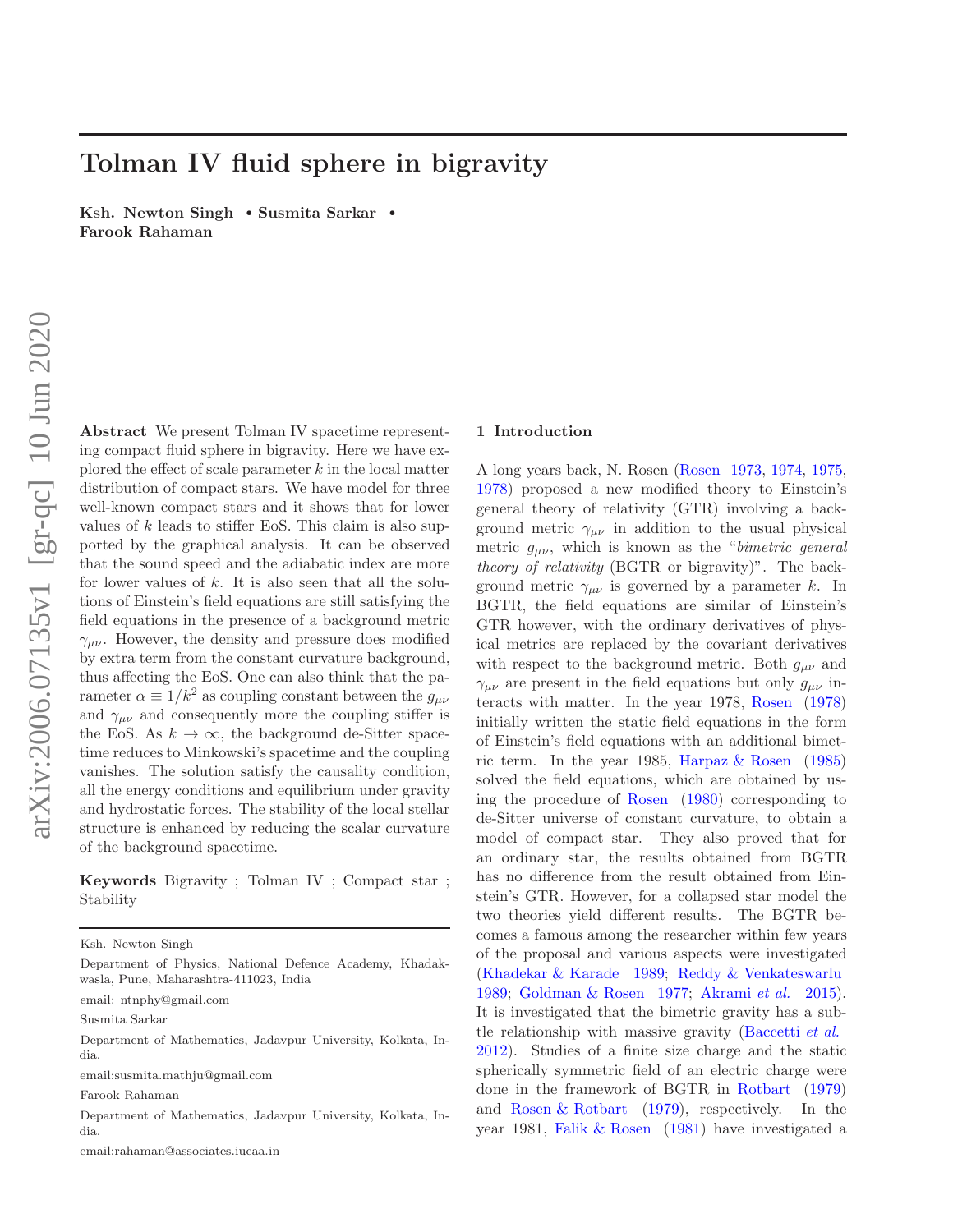# Tolman IV fluid sphere in bigravity

**Ksh. Newton Singh** • **Susmita Sarkar** • **Farook Rahaman**

**Abstract** We present Tolman IV spacetime representing compact fluid sphere in bigravity. Here we have explored the effect of scale parameter $k$ in the local matter distribution of compact stars. We have model for three well-known compact stars and it shows that for lower values of $k$ leads to stiffer EoS. This claim is also supported by the graphical analysis. It can be observed that the sound speed and the adiabatic index are more for lower values of $k$. It is also seen that all the solutions of Einstein's field equations are still satisfying the field equations in the presence of a background metric $\gamma_{\mu\nu}$. However, the density and pressure does modified by extra term from the constant curvature background, thus affecting the EoS. One can also think that the parameter $\alpha \equiv 1/k^2$ as coupling constant between the $g_{\mu\nu}$ and $\gamma_{\mu\nu}$ and consequently more the coupling stiffer is the EoS. As $k \to \infty$, the background de-Sitter spacetime reduces to Minkowski's spacetime and the coupling vanishes. The solution satisfy the causality condition, all the energy conditions and equilibrium under gravity and hydrostatic forces. The stability of the local stellar structure is enhanced by reducing the scalar curvature of the background spacetime.

**Keywords** Bigravity ; Tolman IV ; Compact star ; Stability

Ksh. Newton Singh

Department of Physics, National Defence Academy, Khadakwasla, Pune, Maharashtra-411023, India

email: ntnphy@gmail.com

Susmita Sarkar

Department of Mathematics, Jadavpur University, Kolkata, India.

email:susmita.mathju@gmail.com

Farook Rahaman

Department of Mathematics, Jadavpur University, Kolkata, India.

email:rahaman@associates.iucaa.in

## 1 Introduction

A long years back, N. Rosen (Rosen 1973, 1974, 1975, 1978) proposed a new modified theory to Einstein's general theory of relativity (GTR) involving a background metric $\gamma_{\mu\nu}$ in addition to the usual physical metric $g_{\mu\nu}$, which is known as the "*bimetric general theory of relativity* (BGTR or bigravity)". The background metric $\gamma_{\mu\nu}$ is governed by a parameter $k$. In BGTR, the field equations are similar of Einstein's GTR however, with the ordinary derivatives of physical metrics are replaced by the covariant derivatives with respect to the background metric. Both $g_{\mu\nu}$ and $\gamma_{\mu\nu}$ are present in the field equations but only $g_{\mu\nu}$ interacts with matter. In the year 1978, Rosen (1978) initially written the static field equations in the form of Einstein's field equations with an additional bimetric term. In the year 1985, Harpaz & Rosen (1985) solved the field equations, which are obtained by using the procedure of Rosen (1980) corresponding to de-Sitter universe of constant curvature, to obtain a model of compact star. They also proved that for an ordinary star, the results obtained from BGTR has no difference from the result obtained from Einstein's GTR. However, for a collapsed star model the two theories yield different results. The BGTR becomes a famous among the researcher within few years of the proposal and various aspects were investigated (Khadekar & Karade 1989; Reddy & Venkateswarlu 1989; Goldman & Rosen 1977; Akrami *et al.* 2015). It is investigated that the bimetric gravity has a subtle relationship with massive gravity (Baccetti *et al.* 2012). Studies of a finite size charge and the static spherically symmetric field of an electric charge were done in the framework of BGTR in Rotbart (1979) and Rosen & Rotbart (1979), respectively. In the year 1981, Falik & Rosen (1981) have investigated a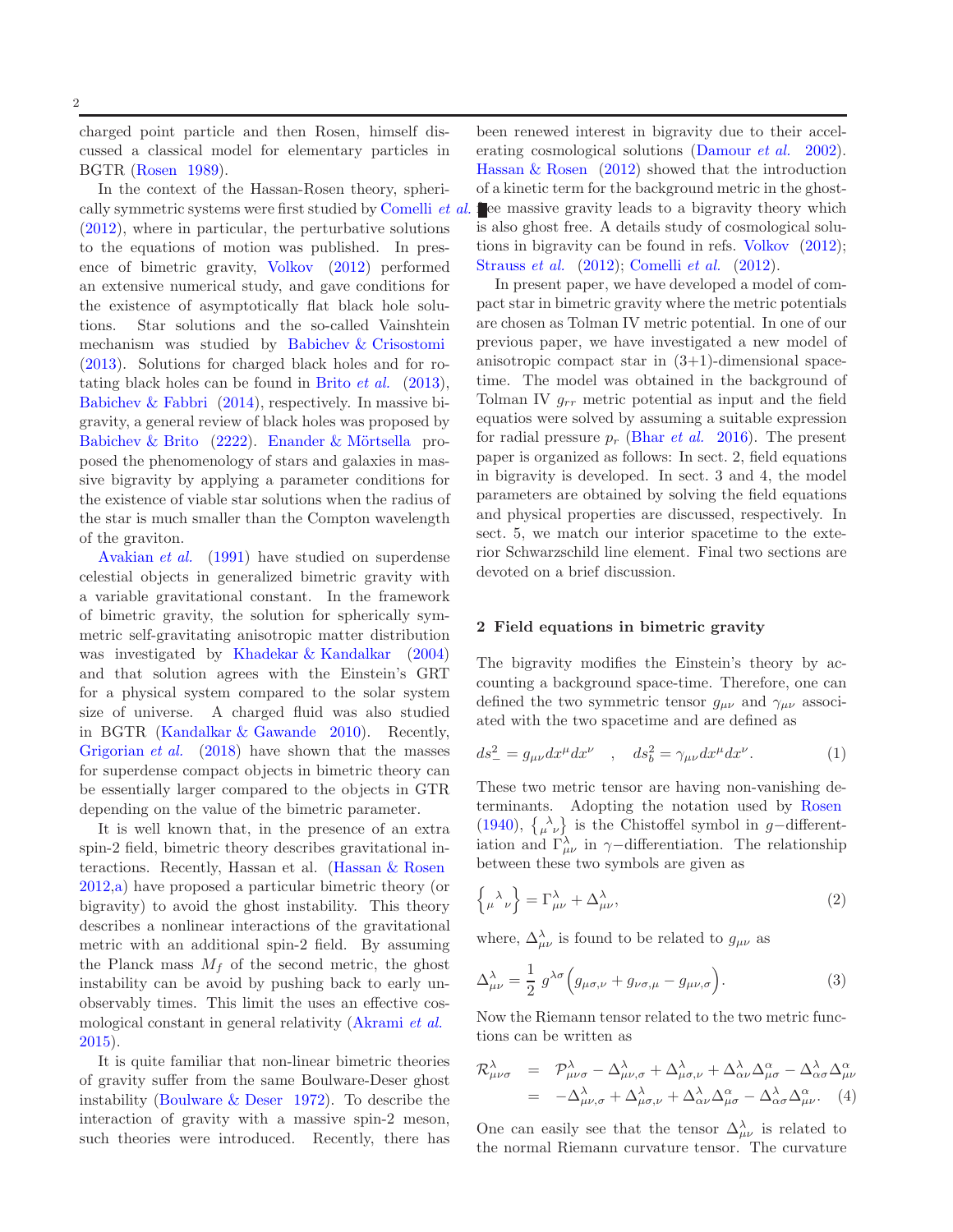charged point particle and then Rosen, himself discussed a classical model for elementary particles in BGTR (Rosen 1989).

In the context of the Hassan-Rosen theory, spherically symmetric systems were first studied by Comelli *et al.* (2012), where in particular, the perturbative solutions to the equations of motion was published. In presence of bimetric gravity, Volkov (2012) performed an extensive numerical study, and gave conditions for the existence of asymptotically flat black hole solutions. Star solutions and the so-called Vainshtein mechanism was studied by Babichev & Crisostomi (2013). Solutions for charged black holes and for rotating black holes can be found in Brito *et al.* (2013), Babichev & Fabbri (2014), respectively. In massive bigravity, a general review of black holes was proposed by Babichev & Brito (2222). Enander & Mörtsella proposed the phenomenology of stars and galaxies in massive bigravity by applying a parameter conditions for the existence of viable star solutions when the radius of the star is much smaller than the Compton wavelength of the graviton.

Avakian *et al.* (1991) have studied on superdense celestial objects in generalized bimetric gravity with a variable gravitational constant. In the framework of bimetric gravity, the solution for spherically symmetric self-gravitating anisotropic matter distribution was investigated by Khadekar & Kandalkar (2004) and that solution agrees with the Einstein's GRT for a physical system compared to the solar system size of universe. A charged fluid was also studied in BGTR (Kandalkar & Gawande 2010). Recently, Grigorian *et al.* (2018) have shown that the masses for superdense compact objects in bimetric theory can be essentially larger compared to the objects in GTR depending on the value of the bimetric parameter.

It is well known that, in the presence of an extra spin-2 field, bimetric theory describes gravitational interactions. Recently, Hassan et al. (Hassan & Rosen 2012,a) have proposed a particular bimetric theory (or bigravity) to avoid the ghost instability. This theory describes a nonlinear interactions of the gravitational metric with an additional spin-2 field. By assuming the Planck mass $M_f$ of the second metric, the ghost instability can be avoid by pushing back to early unobservably times. This limit the uses an effective cosmological constant in general relativity (Akrami *et al.* 2015).

It is quite familiar that non-linear bimetric theories of gravity suffer from the same Boulware-Deser ghost instability (Boulware & Deser 1972). To describe the interaction of gravity with a massive spin-2 meson, such theories were introduced. Recently, there has been renewed interest in bigravity due to their accelerating cosmological solutions (Damour *et al.* 2002). Hassan & Rosen (2012) showed that the introduction of a kinetic term for the background metric in the ghost-free massive gravity leads to a bigravity theory which is also ghost free. A details study of cosmological solutions in bigravity can be found in refs. Volkov (2012); Strauss *et al.* (2012); Comelli *et al.* (2012).

In present paper, we have developed a model of compact star in bimetric gravity where the metric potentials are chosen as Tolman IV metric potential. In one of our previous paper, we have investigated a new model of anisotropic compact star in (3+1)-dimensional spacetime. The model was obtained in the background of Tolman IV $g_{rr}$ metric potential as input and the field equations were solved by assuming a suitable expression for radial pressure $p_r$ (Bhar *et al.* 2016). The present paper is organized as follows: In sect. 2, field equations in bigravity is developed. In sect. 3 and 4, the model parameters are obtained by solving the field equations and physical properties are discussed, respectively. In sect. 5, we match our interior spacetime to the exterior Schwarzschild line element. Final two sections are devoted on a brief discussion.

## 2 Field equations in bimetric gravity

The bigravity modifies the Einstein's theory by accounting a background space-time. Therefore, one can defined the two symmetric tensor $g_{\mu\nu}$ and $\gamma_{\mu\nu}$ associated with the two spacetime and are defined as

$$ds_-^2 = g_{\mu\nu}dx^\mu dx^\nu \quad , \quad ds_b^2 = \gamma_{\mu\nu}dx^\mu dx^\nu. \tag{1}$$

These two metric tensor are having non-vanishing determinants. Adopting the notation used by Rosen (1940), $\left\{ {}_{\mu}{}^{\lambda}{}_{\nu} \right\}$ is the Chistoffel symbol in $g-$differentiation and $\Gamma^\lambda_{\mu\nu}$ in $\gamma-$differentiation. The relationship between these two symbols are given as

$$\left\{ {}_{\mu}{}^{\lambda}{}_{\nu} \right\} = \Gamma^\lambda_{\mu\nu} + \Delta^\lambda_{\mu\nu}, \tag{2}$$

where, $\Delta^\lambda_{\mu\nu}$ is found to be related to $g_{\mu\nu}$ as

$$\Delta^\lambda_{\mu\nu} = \frac{1}{2}\, g^{\lambda\sigma}\Big(g_{\mu\sigma,\nu} + g_{\nu\sigma,\mu} - g_{\mu\nu,\sigma}\Big). \tag{3}$$

Now the Riemann tensor related to the two metric functions can be written as

$$\begin{aligned}
\mathcal{R}^\lambda_{\mu\nu\sigma} &= \mathcal{P}^\lambda_{\mu\nu\sigma} - \Delta^\lambda_{\mu\nu,\sigma} + \Delta^\lambda_{\mu\sigma,\nu} + \Delta^\lambda_{\alpha\nu}\Delta^\alpha_{\mu\sigma} - \Delta^\lambda_{\alpha\sigma}\Delta^\alpha_{\mu\nu} \\
&= -\Delta^\lambda_{\mu\nu,\sigma} + \Delta^\lambda_{\mu\sigma,\nu} + \Delta^\lambda_{\alpha\nu}\Delta^\alpha_{\mu\sigma} - \Delta^\lambda_{\alpha\sigma}\Delta^\alpha_{\mu\nu}. \quad (4)
\end{aligned}$$

One can easily see that the tensor $\Delta^\lambda_{\mu\nu}$ is related to the normal Riemann curvature tensor. The curvature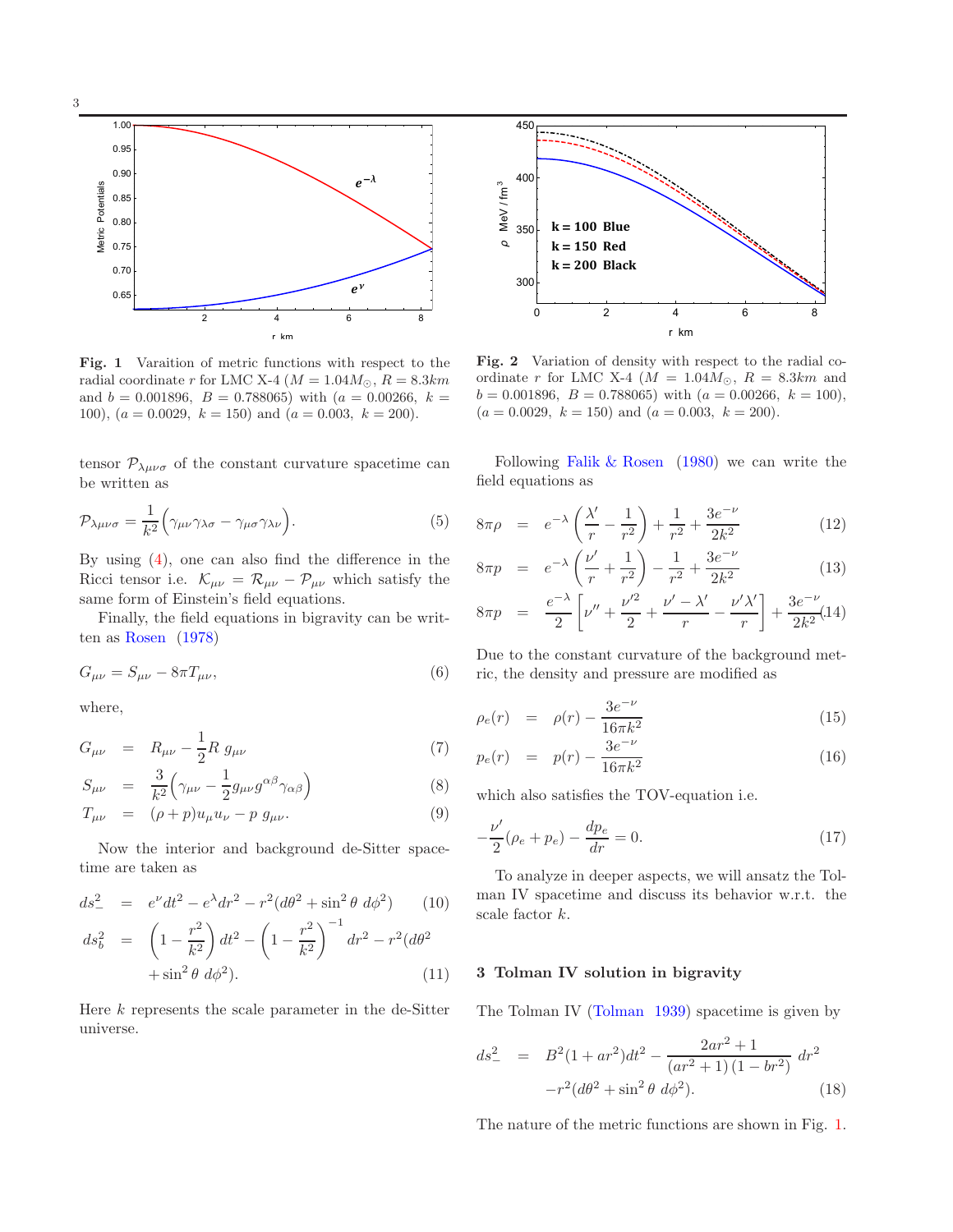Fig. 1 Varaition of metric functions with respect to the radial coordinate $r$ for LMC X-4 ($M = 1.04 M_\odot$, $R = 8.3 km$ and $b = 0.001896$, $B = 0.788065$) with ($a = 0.00266$, $k = 100$), ($a = 0.0029$, $k = 150$) and ($a = 0.003$, $k = 200$).

Fig. 2 Variation of density with respect to the radial coordinate $r$ for LMC X-4 ($M = 1.04 M_\odot$, $R = 8.3 km$ and $b = 0.001896$, $B = 0.788065$) with ($a = 0.00266$, $k = 100$), ($a = 0.0029$, $k = 150$) and ($a = 0.003$, $k = 200$).

tensor $\mathcal{P}_{\lambda\mu\nu\sigma}$ of the constant curvature spacetime can be written as

$$\mathcal{P}_{\lambda\mu\nu\sigma} = \frac{1}{k^2}\Big(\gamma_{\mu\nu}\gamma_{\lambda\sigma} - \gamma_{\mu\sigma}\gamma_{\lambda\nu}\Big). \tag{5}$$

By using (4), one can also find the difference in the Ricci tensor i.e. $\mathcal{K}_{\mu\nu} = \mathcal{R}_{\mu\nu} - \mathcal{P}_{\mu\nu}$ which satisfy the same form of Einstein's field equations.

Finally, the field equations in bigravity can be written as Rosen (1978)

$$G_{\mu\nu} = S_{\mu\nu} - 8\pi T_{\mu\nu}, \tag{6}$$

where,

$$G_{\mu\nu} = R_{\mu\nu} - \frac{1}{2}R\, g_{\mu\nu} \tag{7}$$

$$S_{\mu\nu} = \frac{3}{k^2}\Big(\gamma_{\mu\nu} - \frac{1}{2}g_{\mu\nu}g^{\alpha\beta}\gamma_{\alpha\beta}\Big) \tag{8}$$

$$T_{\mu\nu} = (\rho + p)u_\mu u_\nu - p\, g_{\mu\nu}. \tag{9}$$

Now the interior and background de-Sitter spacetime are taken as

$$ds_-^2 = e^\nu dt^2 - e^\lambda dr^2 - r^2(d\theta^2 + \sin^2\theta\, d\phi^2) \tag{10}$$

$$ds_b^2 = \left(1 - \frac{r^2}{k^2}\right)dt^2 - \left(1 - \frac{r^2}{k^2}\right)^{-1}dr^2 - r^2(d\theta^2 + \sin^2\theta\, d\phi^2). \tag{11}$$

Here $k$ represents the scale parameter in the de-Sitter universe.

Following Falik & Rosen (1980) we can write the field equations as

$$8\pi\rho = e^{-\lambda}\left(\frac{\lambda'}{r} - \frac{1}{r^2}\right) + \frac{1}{r^2} + \frac{3e^{-\nu}}{2k^2} \tag{12}$$

$$8\pi p = e^{-\lambda}\left(\frac{\nu'}{r} + \frac{1}{r^2}\right) - \frac{1}{r^2} + \frac{3e^{-\nu}}{2k^2} \tag{13}$$

$$8\pi p = \frac{e^{-\lambda}}{2}\left[\nu'' + \frac{\nu'^2}{2} + \frac{\nu' - \lambda'}{r} - \frac{\nu'\lambda'}{r}\right] + \frac{3e^{-\nu}}{2k^2} \tag{14}$$

Due to the constant curvature of the background metric, the density and pressure are modified as

$$\rho_e(r) = \rho(r) - \frac{3e^{-\nu}}{16\pi k^2} \tag{15}$$

$$p_e(r) = p(r) - \frac{3e^{-\nu}}{16\pi k^2} \tag{16}$$

which also satisfies the TOV-equation i.e.

$$-\frac{\nu'}{2}(\rho_e + p_e) - \frac{dp_e}{dr} = 0. \tag{17}$$

To analyze in deeper aspects, we will ansatz the Tolman IV spacetime and discuss its behavior w.r.t. the scale factor $k$.

## 3 Tolman IV solution in bigravity

The Tolman IV (Tolman 1939) spacetime is given by

$$ds_-^2 = B^2(1 + ar^2)dt^2 - \frac{2ar^2 + 1}{(ar^2 + 1)(1 - br^2)}\, dr^2 - r^2(d\theta^2 + \sin^2\theta\, d\phi^2). \tag{18}$$

The nature of the metric functions are shown in Fig. 1.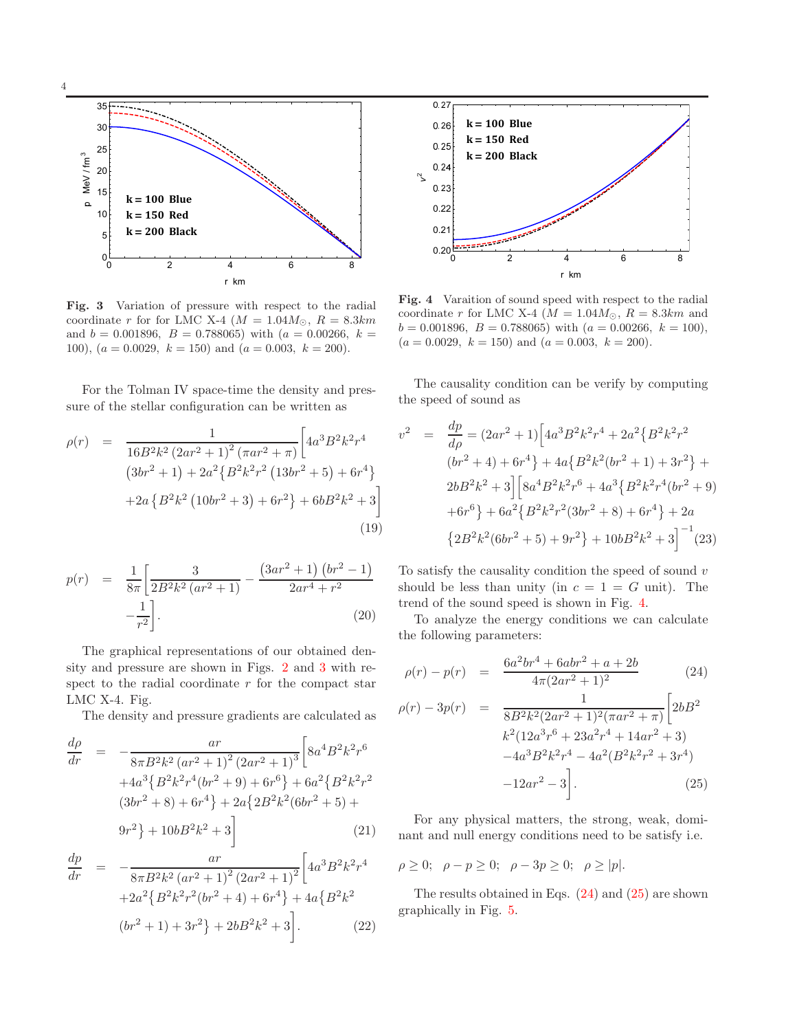**Fig. 3** Variation of pressure with respect to the radial coordinate $r$ for for LMC X-4 ($M = 1.04 M_{\odot}$, $R = 8.3 km$ and $b = 0.001896$, $B = 0.788065$) with ($a = 0.00266$, $k = 100$), ($a = 0.0029$, $k = 150$) and ($a = 0.003$, $k = 200$).

**Fig. 4** Varaition of sound speed with respect to the radial coordinate $r$ for LMC X-4 ($M = 1.04 M_{\odot}$, $R = 8.3 km$ and $b = 0.001896$, $B = 0.788065$) with ($a = 0.00266$, $k = 100$), ($a = 0.0029$, $k = 150$) and ($a = 0.003$, $k = 200$).

For the Tolman IV space-time the density and pressure of the stellar configuration can be written as

$$\rho(r) = \frac{1}{16B^2k^2\left(2ar^2+1\right)^2\left(\pi ar^2+\pi\right)}\Big[4a^3B^2k^2r^4\left(3br^2+1\right)+2a^2\left\{B^2k^2r^2\left(13br^2+5\right)+6r^4\right\}+2a\left\{B^2k^2\left(10br^2+3\right)+6r^2\right\}+6bB^2k^2+3\Big] \tag{19}$$

$$p(r) = \frac{1}{8\pi}\left[\frac{3}{2B^2k^2\left(ar^2+1\right)}-\frac{\left(3ar^2+1\right)\left(br^2-1\right)}{2ar^4+r^2}-\frac{1}{r^2}\right]. \tag{20}$$

The graphical representations of our obtained density and pressure are shown in Figs. 2 and 3 with respect to the radial coordinate $r$ for the compact star LMC X-4. Fig.

The density and pressure gradients are calculated as

$$\frac{d\rho}{dr} = -\frac{ar}{8\pi B^2k^2\left(ar^2+1\right)^2\left(2ar^2+1\right)^3}\Big[8a^4B^2k^2r^6+4a^3\left\{B^2k^2r^4(br^2+9)+6r^6\right\}+6a^2\left\{B^2k^2r^2(3br^2+8)+6r^4\right\}+2a\left\{2B^2k^2(6br^2+5)+9r^2\right\}+10bB^2k^2+3\Big] \tag{21}$$

$$\frac{dp}{dr} = -\frac{ar}{8\pi B^2k^2\left(ar^2+1\right)^2\left(2ar^2+1\right)^2}\Big[4a^3B^2k^2r^4+2a^2\left\{B^2k^2r^2(br^2+4)+6r^4\right\}+4a\left\{B^2k^2(br^2+1)+3r^2\right\}+2bB^2k^2+3\Big]. \tag{22}$$

The causality condition can be verify by computing the speed of sound as

$$v^2 = \frac{dp}{d\rho} = (2ar^2+1)\Big[4a^3B^2k^2r^4+2a^2\left\{B^2k^2r^2(br^2+4)+6r^4\right\}+4a\left\{B^2k^2(br^2+1)+3r^2\right\}+2bB^2k^2+3\Big]\Big[8a^4B^2k^2r^6+4a^3\left\{B^2k^2r^4(br^2+9)+6r^6\right\}+6a^2\left\{B^2k^2r^2(3br^2+8)+6r^4\right\}+2a\left\{2B^2k^2(6br^2+5)+9r^2\right\}+10bB^2k^2+3\Big]^{-1} \tag{23}$$

To satisfy the causality condition the speed of sound $v$ should be less than unity (in $c = 1 = G$ unit). The trend of the sound speed is shown in Fig. 4.

To analyze the energy conditions we can calculate the following parameters:

$$\rho(r)-p(r) = \frac{6a^2br^4+6abr^2+a+2b}{4\pi(2ar^2+1)^2} \tag{24}$$

$$\rho(r)-3p(r) = \frac{1}{8B^2k^2(2ar^2+1)^2(\pi ar^2+\pi)}\Big[2bB^2k^2(12a^3r^6+23a^2r^4+14ar^2+3)-4a^3B^2k^2r^4-4a^2(B^2k^2r^2+3r^4)-12ar^2-3\Big]. \tag{25}$$

For any physical matters, the strong, weak, dominant and null energy conditions need to be satisfy i.e.

$$\rho \geq 0; \quad \rho - p \geq 0; \quad \rho - 3p \geq 0; \quad \rho \geq |p|.$$

The results obtained in Eqs. (24) and (25) are shown graphically in Fig. 5.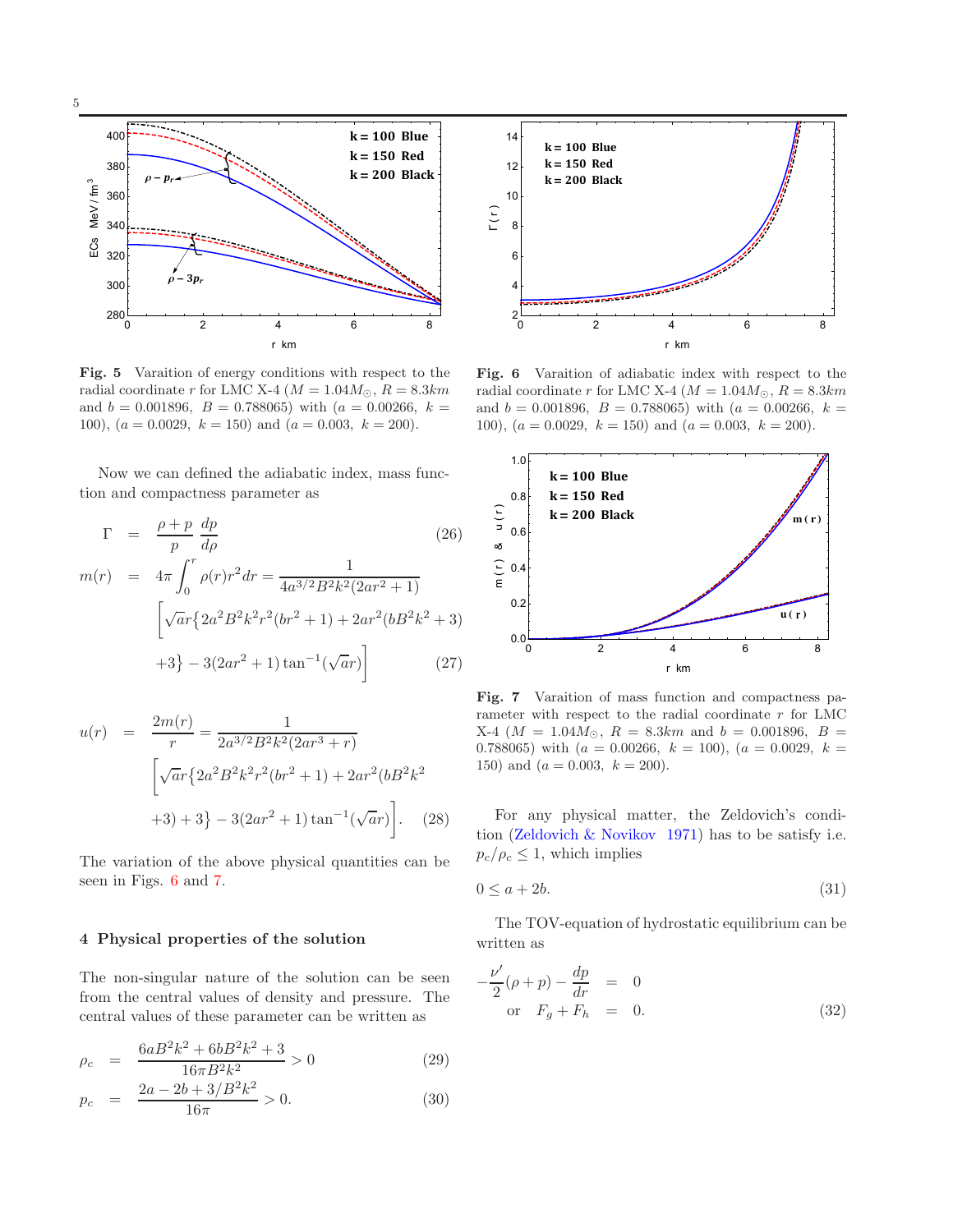**Fig. 5** Varaition of energy conditions with respect to the radial coordinate $r$ for LMC X-4 ($M = 1.04M_{\odot}$, $R = 8.3km$ and $b = 0.001896$, $B = 0.788065$) with ($a = 0.00266$, $k = 100$), ($a = 0.0029$, $k = 150$) and ($a = 0.003$, $k = 200$).

Now we can defined the adiabatic index, mass function and compactness parameter as

$$\Gamma = \frac{\rho + p}{p} \frac{dp}{d\rho} \tag{26}$$

$$m(r) = 4\pi \int_0^r \rho(r) r^2 dr = \frac{1}{4a^{3/2}B^2k^2(2ar^2+1)} \Big[\sqrt{a}r\big\{2a^2B^2k^2r^2(br^2+1) + 2ar^2(bB^2k^2+3) +3\big\} - 3(2ar^2+1)\tan^{-1}(\sqrt{a}r)\Big] \tag{27}$$

$$u(r) = \frac{2m(r)}{r} = \frac{1}{2a^{3/2}B^2k^2(2ar^3+r)} \Big[\sqrt{a}r\big\{2a^2B^2k^2r^2(br^2+1) + 2ar^2(bB^2k^2 +3) + 3\big\} - 3(2ar^2+1)\tan^{-1}(\sqrt{a}r)\Big]. \tag{28}$$

The variation of the above physical quantities can be seen in Figs. 6 and 7.

## 4 Physical properties of the solution

The non-singular nature of the solution can be seen from the central values of density and pressure. The central values of these parameter can be written as

$$\rho_c = \frac{6aB^2k^2 + 6bB^2k^2 + 3}{16\pi B^2k^2} > 0 \tag{29}$$

$$p_c = \frac{2a - 2b + 3/B^2k^2}{16\pi} > 0. \tag{30}$$

**Fig. 6** Varaition of adiabatic index with respect to the radial coordinate $r$ for LMC X-4 ($M = 1.04M_{\odot}$, $R = 8.3km$ and $b = 0.001896$, $B = 0.788065$) with ($a = 0.00266$, $k = 100$), ($a = 0.0029$, $k = 150$) and ($a = 0.003$, $k = 200$).

**Fig. 7** Varaition of mass function and compactness parameter with respect to the radial coordinate $r$ for LMC X-4 ($M = 1.04M_{\odot}$, $R = 8.3km$ and $b = 0.001896$, $B = 0.788065$) with ($a = 0.00266$, $k = 100$), ($a = 0.0029$, $k = 150$) and ($a = 0.003$, $k = 200$).

For any physical matter, the Zeldovich's condition (Zeldovich & Novikov 1971) has to be satisfy i.e. $p_c/\rho_c \leq 1$, which implies

$$0 \leq a + 2b. \tag{31}$$

The TOV-equation of hydrostatic equilibrium can be written as

$$-\frac{\nu'}{2}(\rho + p) - \frac{dp}{dr} = 0$$

$$\text{or} \quad F_g + F_h = 0. \tag{32}$$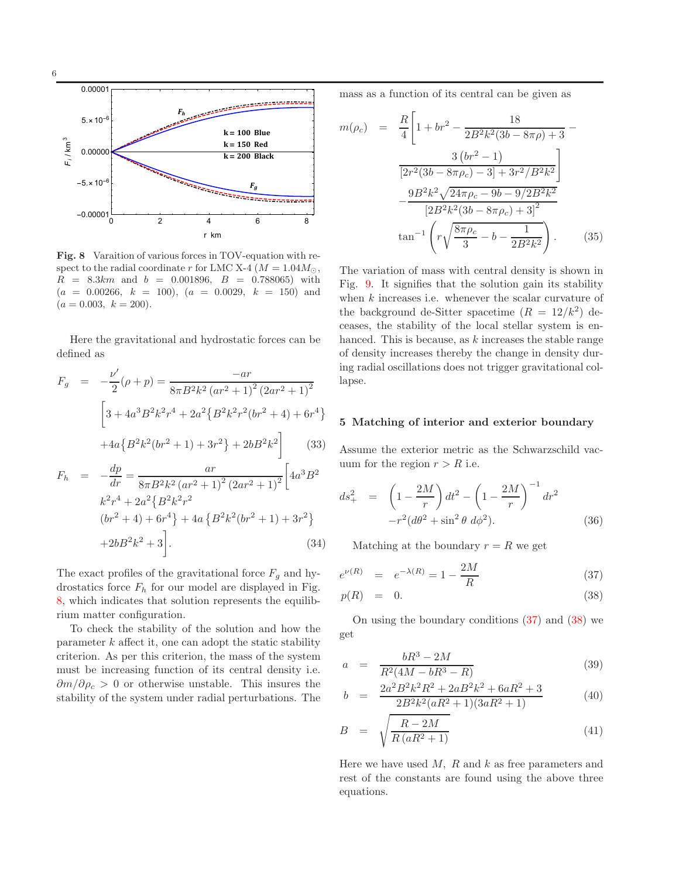**Fig. 8** Varaition of various forces in TOV-equation with respect to the radial coordinate $r$ for LMC X-4 ($M = 1.04M_\odot$, $R = 8.3km$ and $b = 0.001896$, $B = 0.788065$) with ($a = 0.00266$, $k = 100$), ($a = 0.0029$, $k = 150$) and ($a = 0.003$, $k = 200$).

Here the gravitational and hydrostatic forces can be defined as

$$F_g = -\frac{\nu'}{2}(\rho + p) = \frac{-ar}{8\pi B^2 k^2 \left(ar^2+1\right)^2 \left(2ar^2+1\right)^2} \Big[3 + 4a^3B^2k^2r^4 + 2a^2\{B^2k^2r^2(br^2+4) + 6r^4\} + 4a\{B^2k^2(br^2+1) + 3r^2\} + 2bB^2k^2\Big] \tag{33}$$

$$F_h = -\frac{dp}{dr} = \frac{ar}{8\pi B^2 k^2 \left(ar^2+1\right)^2 \left(2ar^2+1\right)^2} \Big[4a^3B^2 k^2r^4 + 2a^2\{B^2k^2r^2 (br^2+4) + 6r^4\} + 4a\left\{B^2k^2(br^2+1) + 3r^2\right\} + 2bB^2k^2 + 3\Big]. \tag{34}$$

The exact profiles of the gravitational force $F_g$ and hydrostatics force $F_h$ for our model are displayed in Fig. 8, which indicates that solution represents the equilibrium matter configuration.

To check the stability of the solution and how the parameter $k$ affect it, one can adopt the static stability criterion. As per this criterion, the mass of the system must be increasing function of its central density i.e. $\partial m/\partial \rho_c > 0$ or otherwise unstable. This insures the stability of the system under radial perturbations. The mass as a function of its central can be given as

$$m(\rho_c) = \frac{R}{4}\Bigg[1 + br^2 - \frac{18}{2B^2k^2(3b - 8\pi\rho) + 3} - \frac{3\left(br^2-1\right)}{[2r^2(3b - 8\pi\rho_c) - 3] + 3r^2/B^2k^2}\Bigg] - \frac{9B^2k^2\sqrt{24\pi\rho_c - 9b - 9/2B^2k^2}}{\left[2B^2k^2(3b - 8\pi\rho_c) + 3\right]^2} \tan^{-1}\left(r\sqrt{\frac{8\pi\rho_c}{3} - b - \frac{1}{2B^2k^2}}\right). \tag{35}$$

The variation of mass with central density is shown in Fig. 9. It signifies that the solution gain its stability when $k$ increases i.e. whenever the scalar curvature of the background de-Sitter spacetime ($R = 12/k^2$) deceases, the stability of the local stellar system is enhanced. This is because, as $k$ increases the stable range of density increases thereby the change in density during radial oscillations does not trigger gravitational collapse.

## 5 Matching of interior and exterior boundary

Assume the exterior metric as the Schwarzschild vacuum for the region $r > R$ i.e.

$$ds_+^2 = \left(1 - \frac{2M}{r}\right)dt^2 - \left(1 - \frac{2M}{r}\right)^{-1} dr^2 - r^2(d\theta^2 + \sin^2\theta\, d\phi^2). \tag{36}$$

Matching at the boundary $r = R$ we get

$$e^{\nu(R)} = e^{-\lambda(R)} = 1 - \frac{2M}{R} \tag{37}$$

$$p(R) = 0. \tag{38}$$

On using the boundary conditions (37) and (38) we get

$$a = \frac{bR^3 - 2M}{R^2(4M - bR^3 - R)} \tag{39}$$

$$b = \frac{2a^2B^2k^2R^2 + 2aB^2k^2 + 6aR^2 + 3}{2B^2k^2(aR^2+1)(3aR^2+1)} \tag{40}$$

$$B = \sqrt{\frac{R - 2M}{R\left(aR^2+1\right)}} \tag{41}$$

Here we have used $M$, $R$ and $k$ as free parameters and rest of the constants are found using the above three equations.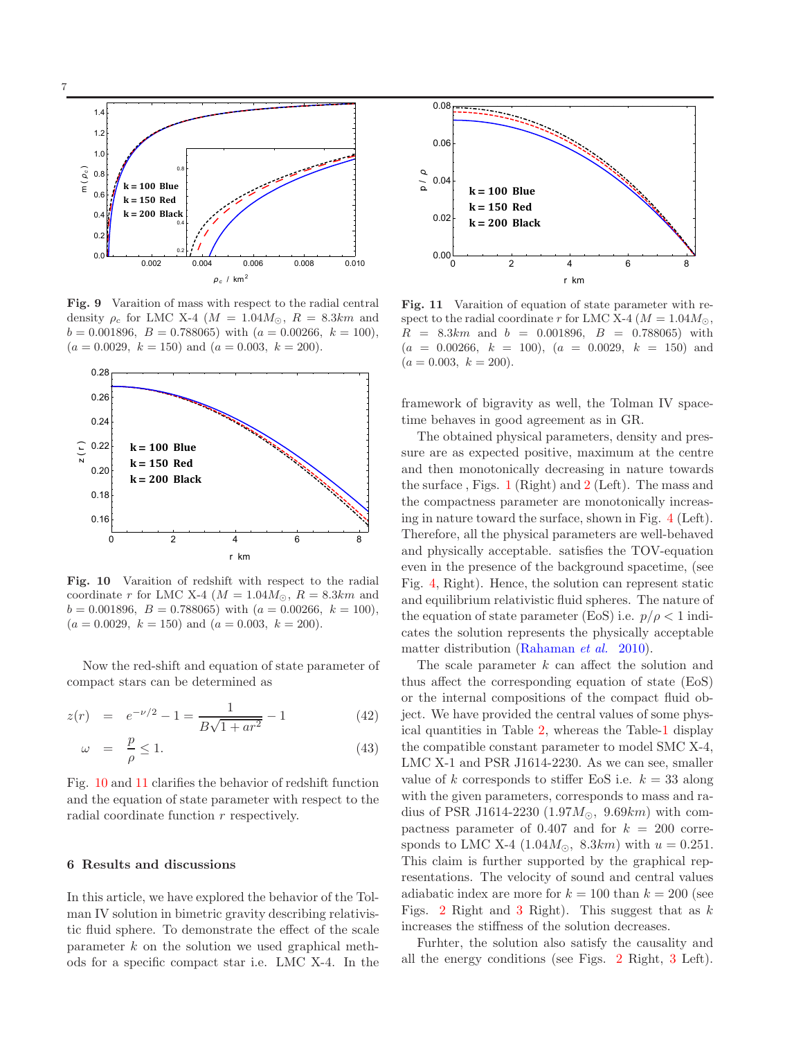**Fig. 9** Varaition of mass with respect to the radial central density $\rho_c$ for LMC X-4 ($M = 1.04M_\odot$, $R = 8.3km$ and $b = 0.001896$, $B = 0.788065$) with ($a = 0.00266$, $k = 100$), ($a = 0.0029$, $k = 150$) and ($a = 0.003$, $k = 200$).

**Fig. 10** Varaition of redshift with respect to the radial coordinate $r$ for LMC X-4 ($M = 1.04M_\odot$, $R = 8.3km$ and $b = 0.001896$, $B = 0.788065$) with ($a = 0.00266$, $k = 100$), ($a = 0.0029$, $k = 150$) and ($a = 0.003$, $k = 200$).

Now the red-shift and equation of state parameter of compact stars can be determined as

$$z(r) = e^{-\nu/2} - 1 = \frac{1}{B\sqrt{1+ar^2}} - 1 \tag{42}$$

$$\omega = \frac{p}{\rho} \leq 1. \tag{43}$$

Fig. 10 and 11 clarifies the behavior of redshift function and the equation of state parameter with respect to the radial coordinate function $r$ respectively.

## 6 Results and discussions

In this article, we have explored the behavior of the Tolman IV solution in bimetric gravity describing relativistic fluid sphere. To demonstrate the effect of the scale parameter $k$ on the solution we used graphical methods for a specific compact star i.e. LMC X-4. In the framework of bigravity as well, the Tolman IV spacetime behaves in good agreement as in GR.

**Fig. 11** Varaition of equation of state parameter with respect to the radial coordinate $r$ for LMC X-4 ($M = 1.04M_\odot$, $R = 8.3km$ and $b = 0.001896$, $B = 0.788065$) with ($a = 0.00266$, $k = 100$), ($a = 0.0029$, $k = 150$) and ($a = 0.003$, $k = 200$).

The obtained physical parameters, density and pressure are as expected positive, maximum at the centre and then monotonically decreasing in nature towards the surface , Figs. 1 (Right) and 2 (Left). The mass and the compactness parameter are monotonically increasing in nature toward the surface, shown in Fig. 4 (Left). Therefore, all the physical parameters are well-behaved and physically acceptable. satisfies the TOV-equation even in the presence of the background spacetime, (see Fig. 4, Right). Hence, the solution can represent static and equilibrium relativistic fluid spheres. The nature of the equation of state parameter (EoS) i.e. $p/\rho < 1$ indicates the solution represents the physically acceptable matter distribution (Rahaman *et al.* 2010).

The scale parameter $k$ can affect the solution and thus affect the corresponding equation of state (EoS) or the internal compositions of the compact fluid object. We have provided the central values of some physical quantities in Table 2, whereas the Table-1 display the compatible constant parameter to model SMC X-4, LMC X-1 and PSR J1614-2230. As we can see, smaller value of $k$ corresponds to stiffer EoS i.e. $k = 33$ along with the given parameters, corresponds to mass and radius of PSR J1614-2230 ($1.97M_\odot$, $9.69km$) with compactness parameter of 0.407 and for $k = 200$ corresponds to LMC X-4 ($1.04M_\odot$, $8.3km$) with $u = 0.251$. This claim is further supported by the graphical representations. The velocity of sound and central values adiabatic index are more for $k = 100$ than $k = 200$ (see Figs. 2 Right and 3 Right). This suggest that as $k$ increases the stiffness of the solution decreases.

Furhter, the solution also satisfy the causality and all the energy conditions (see Figs. 2 Right, 3 Left).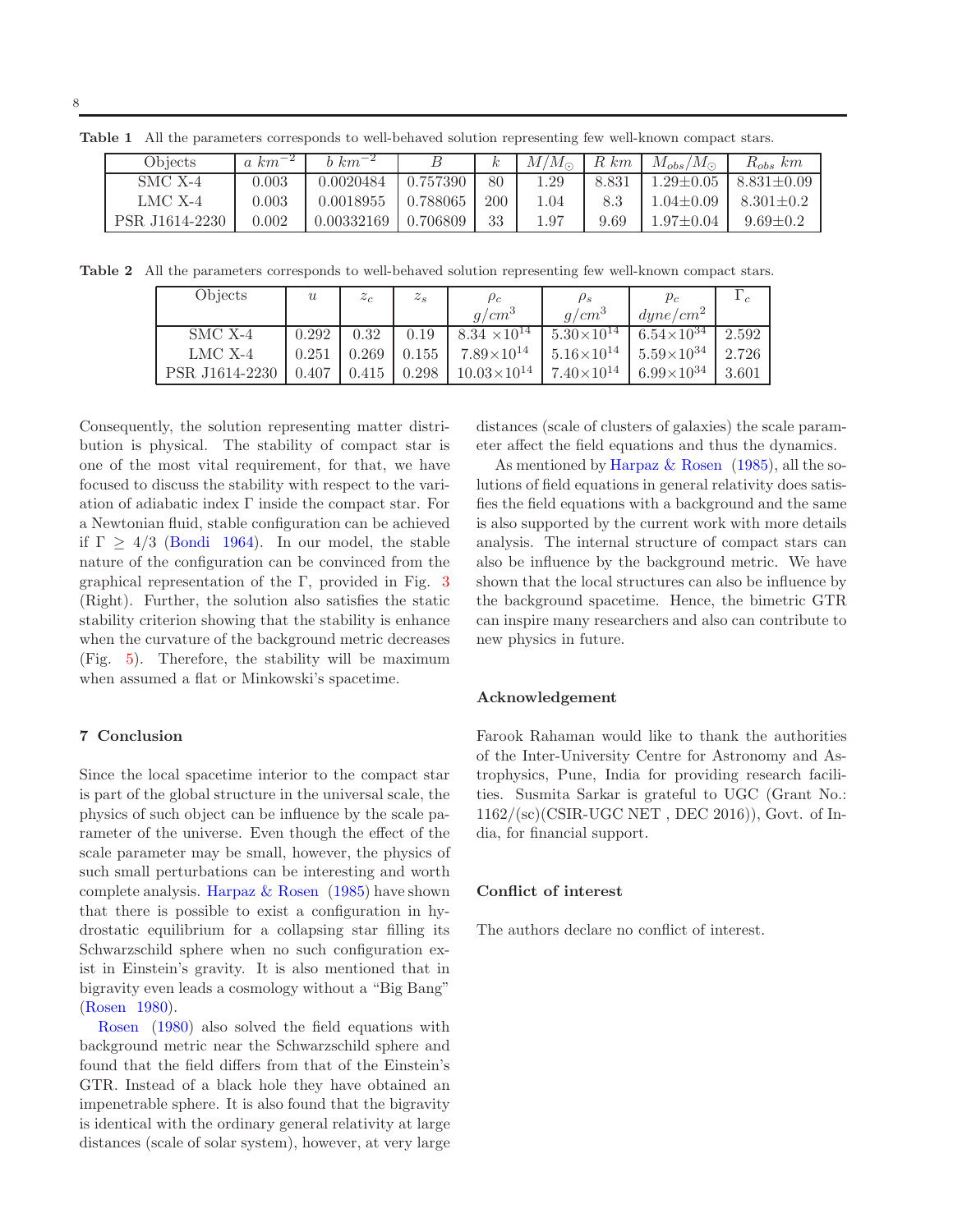**Table 1** All the parameters corresponds to well-behaved solution representing few well-known compact stars.

| Objects | $a$ $km^{-2}$ | $b$ $km^{-2}$ | $B$ | $k$ | $M/M_\odot$ | $R$ $km$ | $M_{obs}/M_\odot$ | $R_{obs}$ $km$ |
|---|---|---|---|---|---|---|---|---|
| SMC X-4 | 0.003 | 0.0020484 | 0.757390 | 80 | 1.29 | 8.831 | 1.29±0.05 | 8.831±0.09 |
| LMC X-4 | 0.003 | 0.0018955 | 0.788065 | 200 | 1.04 | 8.3 | 1.04±0.09 | 8.301±0.2 |
| PSR J1614-2230 | 0.002 | 0.00332169 | 0.706809 | 33 | 1.97 | 9.69 | 1.97±0.04 | 9.69±0.2 |

**Table 2** All the parameters corresponds to well-behaved solution representing few well-known compact stars.

| Objects | $u$ | $z_c$ | $z_s$ | $\rho_c$ $g/cm^3$ | $\rho_s$ $g/cm^3$ | $p_c$ $dyne/cm^2$ | $\Gamma_c$ |
|---|---|---|---|---|---|---|---|
| SMC X-4 | 0.292 | 0.32 | 0.19 | $8.34\times10^{14}$ | $5.30\times10^{14}$ | $6.54\times10^{34}$ | 2.592 |
| LMC X-4 | 0.251 | 0.269 | 0.155 | $7.89\times10^{14}$ | $5.16\times10^{14}$ | $5.59\times10^{34}$ | 2.726 |
| PSR J1614-2230 | 0.407 | 0.415 | 0.298 | $10.03\times10^{14}$ | $7.40\times10^{14}$ | $6.99\times10^{34}$ | 3.601 |

Consequently, the solution representing matter distribution is physical. The stability of compact star is one of the most vital requirement, for that, we have focused to discuss the stability with respect to the variation of adiabatic index $\Gamma$ inside the compact star. For a Newtonian fluid, stable configuration can be achieved if $\Gamma \geq 4/3$ (Bondi 1964). In our model, the stable nature of the configuration can be convinced from the graphical representation of the $\Gamma$, provided in Fig. 3 (Right). Further, the solution also satisfies the static stability criterion showing that the stability is enhance when the curvature of the background metric decreases (Fig. 5). Therefore, the stability will be maximum when assumed a flat or Minkowski's spacetime.

## 7 Conclusion

Since the local spacetime interior to the compact star is part of the global structure in the universal scale, the physics of such object can be influence by the scale parameter of the universe. Even though the effect of the scale parameter may be small, however, the physics of such small perturbations can be interesting and worth complete analysis. Harpaz & Rosen (1985) have shown that there is possible to exist a configuration in hydrostatic equilibrium for a collapsing star filling its Schwarzschild sphere when no such configuration exist in Einstein's gravity. It is also mentioned that in bigravity even leads a cosmology without a "Big Bang" (Rosen 1980).

Rosen (1980) also solved the field equations with background metric near the Schwarzschild sphere and found that the field differs from that of the Einstein's GTR. Instead of a black hole they have obtained an impenetrable sphere. It is also found that the bigravity is identical with the ordinary general relativity at large distances (scale of solar system), however, at very large distances (scale of clusters of galaxies) the scale parameter affect the field equations and thus the dynamics.

As mentioned by Harpaz & Rosen (1985), all the solutions of field equations in general relativity does satisfies the field equations with a background and the same is also supported by the current work with more details analysis. The internal structure of compact stars can also be influence by the background metric. We have shown that the local structures can also be influence by the background spacetime. Hence, the bimetric GTR can inspire many researchers and also can contribute to new physics in future.

### Acknowledgement

Farook Rahaman would like to thank the authorities of the Inter-University Centre for Astronomy and Astrophysics, Pune, India for providing research facilities. Susmita Sarkar is grateful to UGC (Grant No.: 1162/(sc)(CSIR-UGC NET , DEC 2016)), Govt. of India, for financial support.

### Conflict of interest

The authors declare no conflict of interest.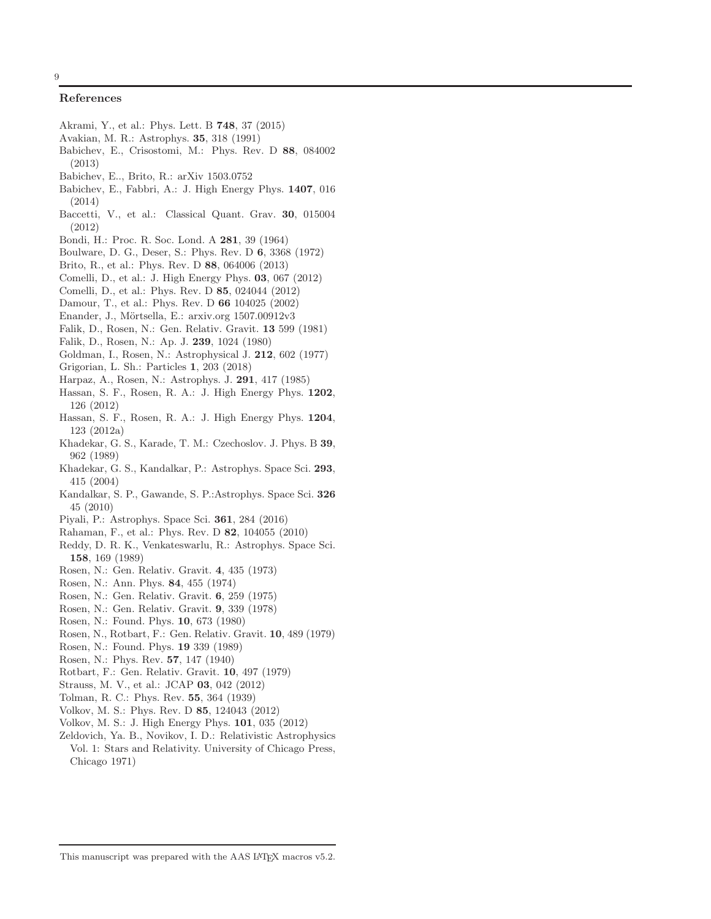### References

Akrami, Y., et al.: Phys. Lett. B **748**, 37 (2015)

Avakian, M. R.: Astrophys. **35**, 318 (1991)

Babichev, E., Crisostomi, M.: Phys. Rev. D **88**, 084002 (2013)

Babichev, E.., Brito, R.: arXiv 1503.0752

Babichev, E., Fabbri, A.: J. High Energy Phys. **1407**, 016 (2014)

Baccetti, V., et al.: Classical Quant. Grav. **30**, 015004 (2012)

Bondi, H.: Proc. R. Soc. Lond. A **281**, 39 (1964)

Boulware, D. G., Deser, S.: Phys. Rev. D **6**, 3368 (1972)

Brito, R., et al.: Phys. Rev. D **88**, 064006 (2013)

Comelli, D., et al.: J. High Energy Phys. **03**, 067 (2012)

Comelli, D., et al.: Phys. Rev. D **85**, 024044 (2012)

Damour, T., et al.: Phys. Rev. D **66** 104025 (2002)

Enander, J., Mörtsella, E.: arxiv.org 1507.00912v3

Falik, D., Rosen, N.: Gen. Relativ. Gravit. **13** 599 (1981)

Falik, D., Rosen, N.: Ap. J. **239**, 1024 (1980)

Goldman, I., Rosen, N.: Astrophysical J. **212**, 602 (1977)

Grigorian, L. Sh.: Particles **1**, 203 (2018)

Harpaz, A., Rosen, N.: Astrophys. J. **291**, 417 (1985)

Hassan, S. F., Rosen, R. A.: J. High Energy Phys. **1202**, 126 (2012)

Hassan, S. F., Rosen, R. A.: J. High Energy Phys. **1204**, 123 (2012a)

Khadekar, G. S., Karade, T. M.: Czechoslov. J. Phys. B **39**, 962 (1989)

Khadekar, G. S., Kandalkar, P.: Astrophys. Space Sci. **293**, 415 (2004)

Kandalkar, S. P., Gawande, S. P.:Astrophys. Space Sci. **326** 45 (2010)

Piyali, P.: Astrophys. Space Sci. **361**, 284 (2016)

Rahaman, F., et al.: Phys. Rev. D **82**, 104055 (2010)

Reddy, D. R. K., Venkateswarlu, R.: Astrophys. Space Sci. **158**, 169 (1989)

Rosen, N.: Gen. Relativ. Gravit. **4**, 435 (1973)

Rosen, N.: Ann. Phys. **84**, 455 (1974)

Rosen, N.: Gen. Relativ. Gravit. **6**, 259 (1975)

Rosen, N.: Gen. Relativ. Gravit. **9**, 339 (1978)

Rosen, N.: Found. Phys. **10**, 673 (1980)

Rosen, N., Rotbart, F.: Gen. Relativ. Gravit. **10**, 489 (1979)

Rosen, N.: Found. Phys. **19** 339 (1989)

Rosen, N.: Phys. Rev. **57**, 147 (1940)

Rotbart, F.: Gen. Relativ. Gravit. **10**, 497 (1979)

Strauss, M. V., et al.: JCAP **03**, 042 (2012)

Tolman, R. C.: Phys. Rev. **55**, 364 (1939)

Volkov, M. S.: Phys. Rev. D **85**, 124043 (2012)

Volkov, M. S.: J. High Energy Phys. **101**, 035 (2012)

Zeldovich, Ya. B., Novikov, I. D.: Relativistic Astrophysics Vol. 1: Stars and Relativity. University of Chicago Press, Chicago 1971)

---

This manuscript was prepared with the AAS LaTeX macros v5.2.